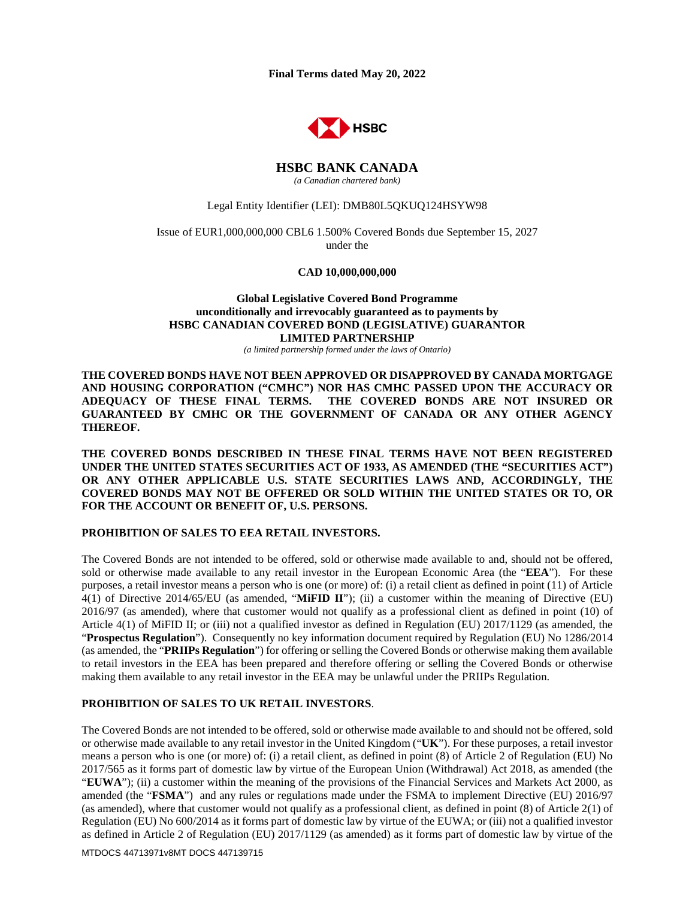**Final Terms dated May 20, 2022**

# HSBC BANK CANADA

*(a Canadian chartered bank)*

Legal Entity Identifier (LEI): DMB80L5QKUQ124HSYW98

Issue of EUR1,000,000,000 CBL6 1.500% Covered Bonds due September 15, 2027 under the

**CAD 10,000,000,000**

**Global Legislative Covered Bond Programme unconditionally and irrevocably guaranteed as to payments by HSBC CANADIAN COVERED BOND (LEGISLATIVE) GUARANTOR LIMITED PARTNERSHIP**

*(a limited partnership formed under the laws of Ontario)*

**THE COVERED BONDS HAVE NOT BEEN APPROVED OR DISAPPROVED BY CANADA MORTGAGE AND HOUSING CORPORATION ("CMHC") NOR HAS CMHC PASSED UPON THE ACCURACY OR ADEQUACY OF THESE FINAL TERMS. THE COVERED BONDS ARE NOT INSURED OR GUARANTEED BY CMHC OR THE GOVERNMENT OF CANADA OR ANY OTHER AGENCY THEREOF.**

**THE COVERED BONDS DESCRIBED IN THESE FINAL TERMS HAVE NOT BEEN REGISTERED UNDER THE UNITED STATES SECURITIES ACT OF 1933, AS AMENDED (THE "SECURITIES ACT") OR ANY OTHER APPLICABLE U.S. STATE SECURITIES LAWS AND, ACCORDINGLY, THE COVERED BONDS MAY NOT BE OFFERED OR SOLD WITHIN THE UNITED STATES OR TO, OR FOR THE ACCOUNT OR BENEFIT OF, U.S. PERSONS.**

**PROHIBITION OF SALES TO EEA RETAIL INVESTORS.**

The Covered Bonds are not intended to be offered, sold or otherwise made available to and, should not be offered, sold or otherwise made available to any retail investor in the European Economic Area (the "**EEA**"). For these purposes, a retail investor means a person who is one (or more) of: (i) a retail client as defined in point (11) of Article 4(1) of Directive 2014/65/EU (as amended, "**MiFID II**"); (ii) a customer within the meaning of Directive (EU) 2016/97 (as amended), where that customer would not qualify as a professional client as defined in point (10) of Article 4(1) of MiFID II; or (iii) not a qualified investor as defined in Regulation (EU) 2017/1129 (as amended, the "**Prospectus Regulation**"). Consequently no key information document required by Regulation (EU) No 1286/2014 (as amended, the "**PRIIPs Regulation**") for offering or selling the Covered Bonds or otherwise making them available to retail investors in the EEA has been prepared and therefore offering or selling the Covered Bonds or otherwise making them available to any retail investor in the EEA may be unlawful under the PRIIPs Regulation.

**PROHIBITION OF SALES TO UK RETAIL INVESTORS**.

The Covered Bonds are not intended to be offered, sold or otherwise made available to and should not be offered, sold or otherwise made available to any retail investor in the United Kingdom ("**UK**"). For these purposes, a retail investor means a person who is one (or more) of: (i) a retail client, as defined in point (8) of Article 2 of Regulation (EU) No 2017/565 as it forms part of domestic law by virtue of the European Union (Withdrawal) Act 2018, as amended (the "**EUWA**"); (ii) a customer within the meaning of the provisions of the Financial Services and Markets Act 2000, as amended (the "**FSMA**") and any rules or regulations made under the FSMA to implement Directive (EU) 2016/97 (as amended), where that customer would not qualify as a professional client, as defined in point (8) of Article 2(1) of Regulation (EU) No 600/2014 as it forms part of domestic law by virtue of the EUWA; or (iii) not a qualified investor as defined in Article 2 of Regulation (EU) 2017/1129 (as amended) as it forms part of domestic law by virtue of the

MTDOCS 44713971v8MT DOCS 447139715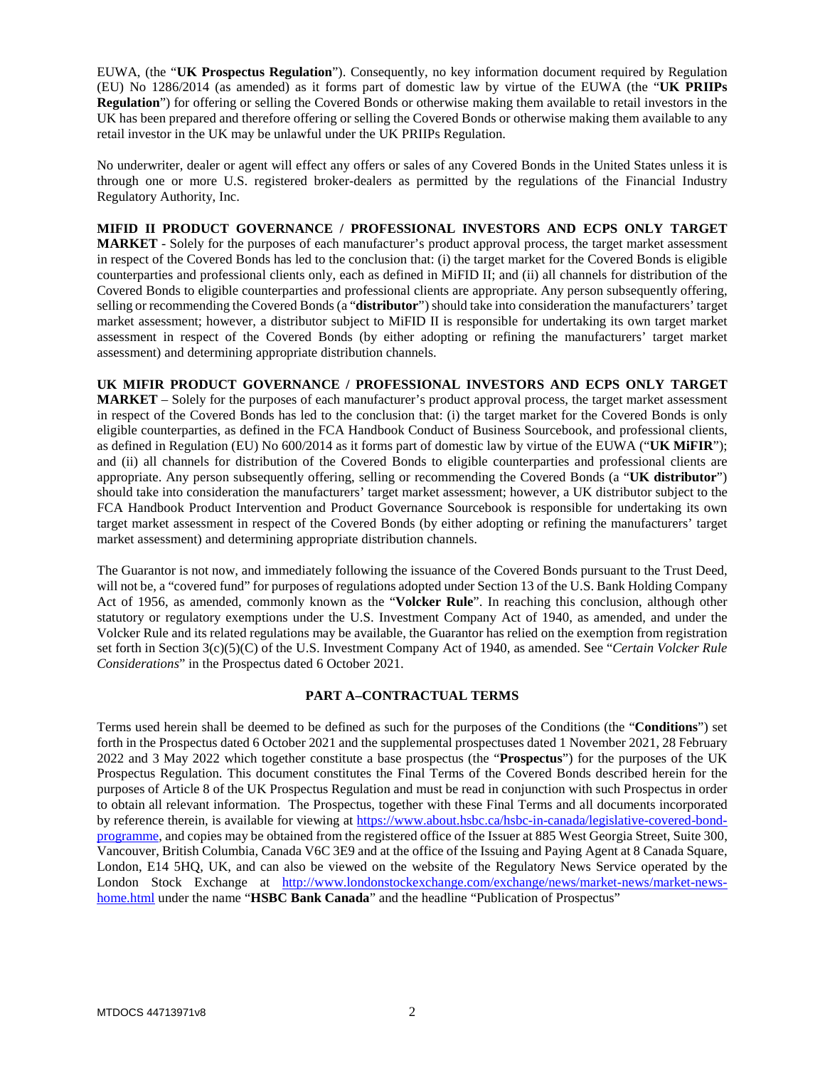EUWA, (the "**UK Prospectus Regulation**"). Consequently, no key information document required by Regulation (EU) No 1286/2014 (as amended) as it forms part of domestic law by virtue of the EUWA (the "**UK PRIIPs Regulation**") for offering or selling the Covered Bonds or otherwise making them available to retail investors in the UK has been prepared and therefore offering or selling the Covered Bonds or otherwise making them available to any retail investor in the UK may be unlawful under the UK PRIIPs Regulation.

No underwriter, dealer or agent will effect any offers or sales of any Covered Bonds in the United States unless it is through one or more U.S. registered broker-dealers as permitted by the regulations of the Financial Industry Regulatory Authority, Inc.

**MIFID II PRODUCT GOVERNANCE / PROFESSIONAL INVESTORS AND ECPS ONLY TARGET MARKET** - Solely for the purposes of each manufacturer's product approval process, the target market assessment in respect of the Covered Bonds has led to the conclusion that: (i) the target market for the Covered Bonds is eligible counterparties and professional clients only, each as defined in MiFID II; and (ii) all channels for distribution of the Covered Bonds to eligible counterparties and professional clients are appropriate. Any person subsequently offering, selling or recommending the Covered Bonds (a "**distributor**") should take into consideration the manufacturers' target market assessment; however, a distributor subject to MiFID II is responsible for undertaking its own target market assessment in respect of the Covered Bonds (by either adopting or refining the manufacturers' target market assessment) and determining appropriate distribution channels.

**UK MIFIR PRODUCT GOVERNANCE / PROFESSIONAL INVESTORS AND ECPS ONLY TARGET MARKET** – Solely for the purposes of each manufacturer's product approval process, the target market assessment in respect of the Covered Bonds has led to the conclusion that: (i) the target market for the Covered Bonds is only eligible counterparties, as defined in the FCA Handbook Conduct of Business Sourcebook, and professional clients, as defined in Regulation (EU) No 600/2014 as it forms part of domestic law by virtue of the EUWA ("**UK MiFIR**"); and (ii) all channels for distribution of the Covered Bonds to eligible counterparties and professional clients are appropriate. Any person subsequently offering, selling or recommending the Covered Bonds (a "**UK distributor**") should take into consideration the manufacturers' target market assessment; however, a UK distributor subject to the FCA Handbook Product Intervention and Product Governance Sourcebook is responsible for undertaking its own target market assessment in respect of the Covered Bonds (by either adopting or refining the manufacturers' target market assessment) and determining appropriate distribution channels.

The Guarantor is not now, and immediately following the issuance of the Covered Bonds pursuant to the Trust Deed, will not be, a "covered fund" for purposes of regulations adopted under Section 13 of the U.S. Bank Holding Company Act of 1956, as amended, commonly known as the "**Volcker Rule**". In reaching this conclusion, although other statutory or regulatory exemptions under the U.S. Investment Company Act of 1940, as amended, and under the Volcker Rule and its related regulations may be available, the Guarantor has relied on the exemption from registration set forth in Section 3(c)(5)(C) of the U.S. Investment Company Act of 1940, as amended. See "*Certain Volcker Rule Considerations*" in the Prospectus dated 6 October 2021.

## PART A–CONTRACTUAL TERMS

Terms used herein shall be deemed to be defined as such for the purposes of the Conditions (the "**Conditions**") set forth in the Prospectus dated 6 October 2021 and the supplemental prospectuses dated 1 November 2021, 28 February 2022 and 3 May 2022 which together constitute a base prospectus (the "**Prospectus**") for the purposes of the UK Prospectus Regulation. This document constitutes the Final Terms of the Covered Bonds described herein for the purposes of Article 8 of the UK Prospectus Regulation and must be read in conjunction with such Prospectus in order to obtain all relevant information. The Prospectus, together with these Final Terms and all documents incorporated by reference therein, is available for viewing at https://www.about.hsbc.ca/hsbc-in-canada/legislative-covered-bond-programme, and copies may be obtained from the registered office of the Issuer at 885 West Georgia Street, Suite 300, Vancouver, British Columbia, Canada V6C 3E9 and at the office of the Issuing and Paying Agent at 8 Canada Square, London, E14 5HQ, UK, and can also be viewed on the website of the Regulatory News Service operated by the London Stock Exchange at http://www.londonstockexchange.com/exchange/news/market-news/market-news-home.html under the name "**HSBC Bank Canada**" and the headline "Publication of Prospectus"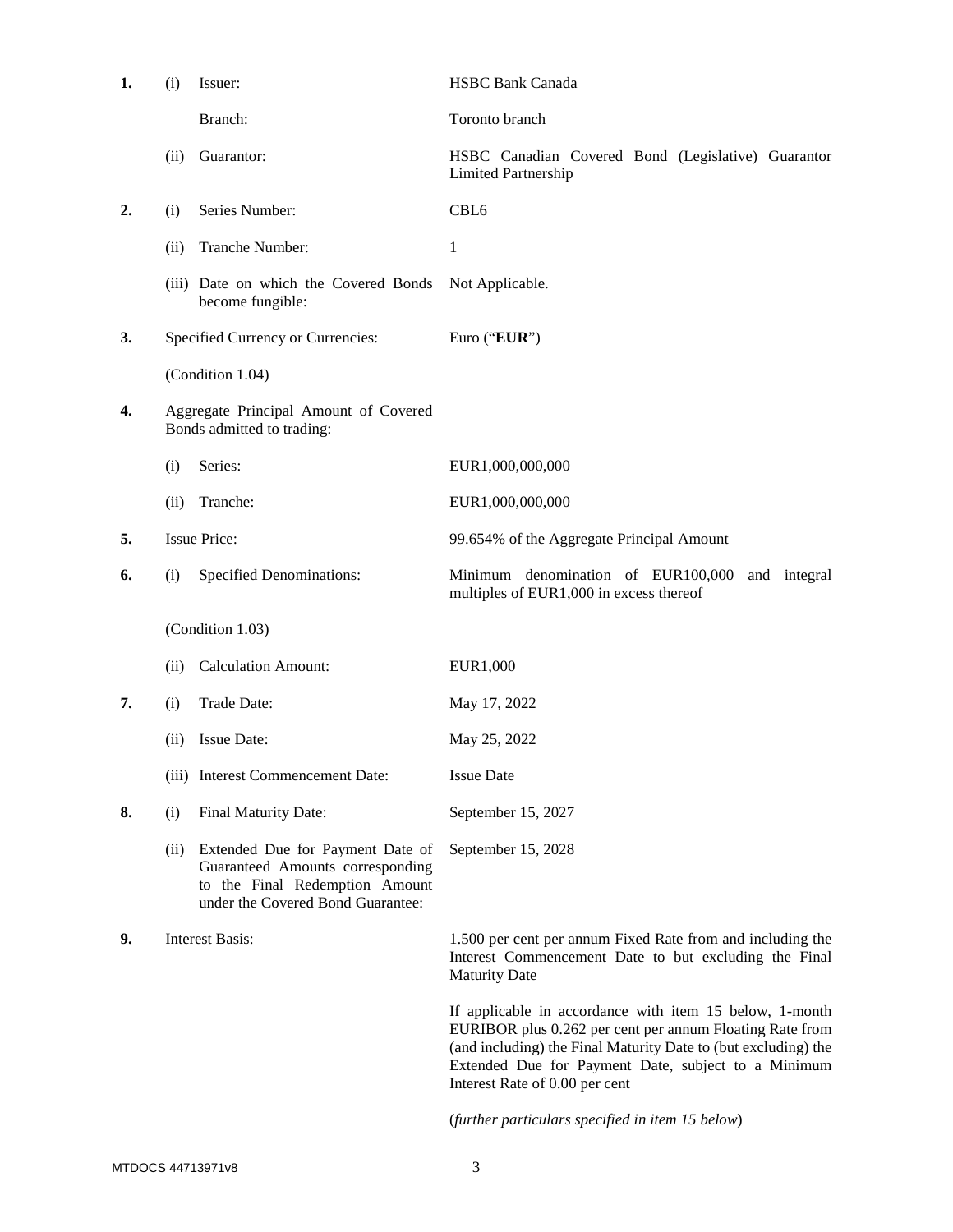| | | | |
|---|---|---|---|
| **1.** | (i) | Issuer: | HSBC Bank Canada |
| | | Branch: | Toronto branch |
| | (ii) | Guarantor: | HSBC Canadian Covered Bond (Legislative) Guarantor Limited Partnership |
| **2.** | (i) | Series Number: | CBL6 |
| | (ii) | Tranche Number: | 1 |
| | (iii) | Date on which the Covered Bonds become fungible: | Not Applicable. |
| **3.** | | Specified Currency or Currencies: | Euro ("**EUR**") |
| | | (Condition 1.04) | |
| **4.** | | Aggregate Principal Amount of Covered Bonds admitted to trading: | |
| | (i) | Series: | EUR1,000,000,000 |
| | (ii) | Tranche: | EUR1,000,000,000 |
| **5.** | | Issue Price: | 99.654% of the Aggregate Principal Amount |
| **6.** | (i) | Specified Denominations: | Minimum denomination of EUR100,000 and integral multiples of EUR1,000 in excess thereof |
| | | (Condition 1.03) | |
| | (ii) | Calculation Amount: | EUR1,000 |
| **7.** | (i) | Trade Date: | May 17, 2022 |
| | (ii) | Issue Date: | May 25, 2022 |
| | (iii) | Interest Commencement Date: | Issue Date |
| **8.** | (i) | Final Maturity Date: | September 15, 2027 |
| | (ii) | Extended Due for Payment Date of Guaranteed Amounts corresponding to the Final Redemption Amount under the Covered Bond Guarantee: | September 15, 2028 |
| **9.** | | Interest Basis: | 1.500 per cent per annum Fixed Rate from and including the Interest Commencement Date to but excluding the Final Maturity Date<br><br>If applicable in accordance with item 15 below, 1-month EURIBOR plus 0.262 per cent per annum Floating Rate from (and including) the Final Maturity Date to (but excluding) the Extended Due for Payment Date, subject to a Minimum Interest Rate of 0.00 per cent<br><br>(*further particulars specified in item 15 below*) |

MTDOCS 44713971v8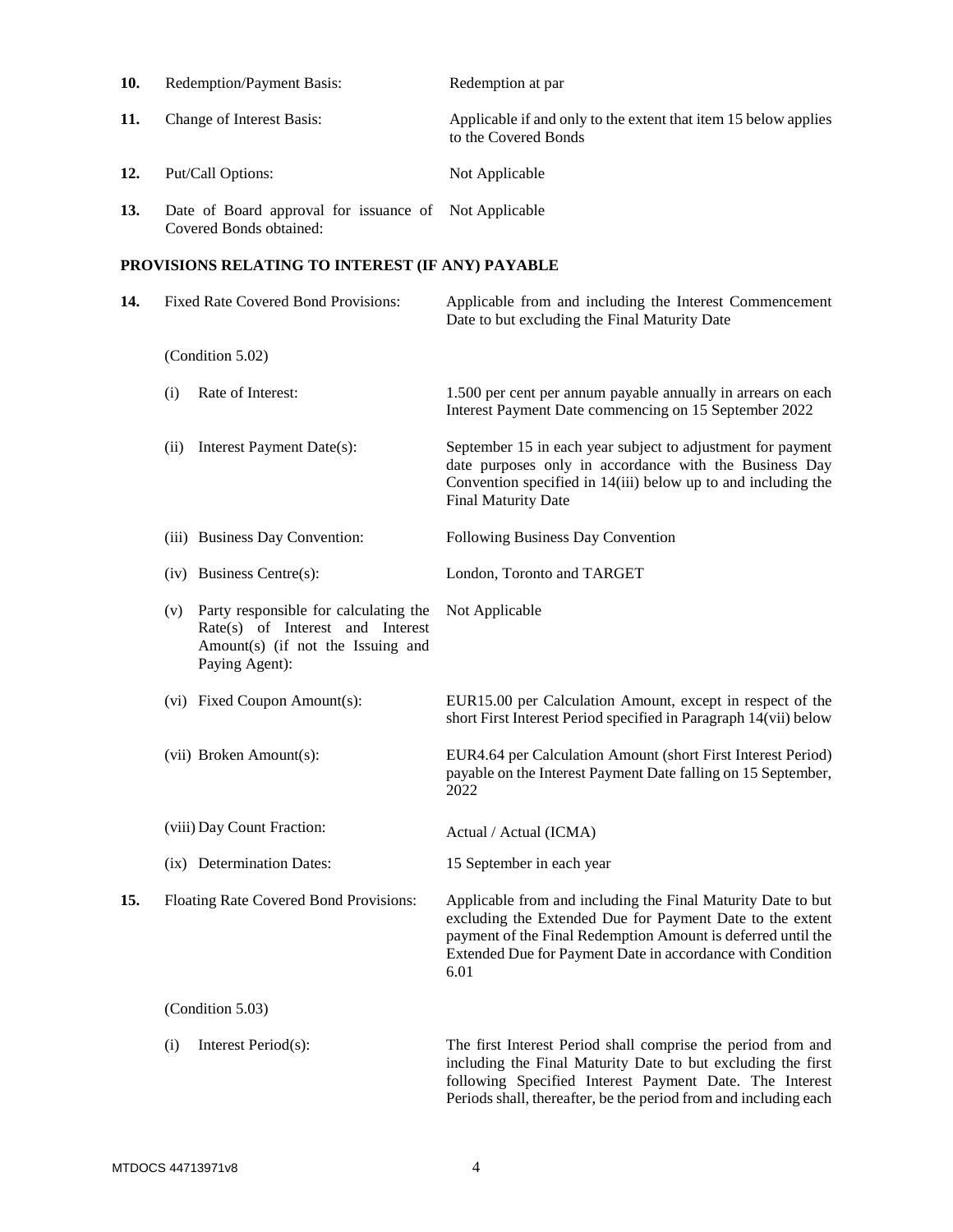| | | |
|---|---|---|
| **10.** | Redemption/Payment Basis: | Redemption at par |
| **11.** | Change of Interest Basis: | Applicable if and only to the extent that item 15 below applies to the Covered Bonds |
| **12.** | Put/Call Options: | Not Applicable |
| **13.** | Date of Board approval for issuance of Covered Bonds obtained: | Not Applicable |

**PROVISIONS RELATING TO INTEREST (IF ANY) PAYABLE**

| | | |
|---|---|---|
| **14.** | Fixed Rate Covered Bond Provisions: | Applicable from and including the Interest Commencement Date to but excluding the Final Maturity Date |
| | (Condition 5.02) | |
| | (i) Rate of Interest: | 1.500 per cent per annum payable annually in arrears on each Interest Payment Date commencing on 15 September 2022 |
| | (ii) Interest Payment Date(s): | September 15 in each year subject to adjustment for payment date purposes only in accordance with the Business Day Convention specified in 14(iii) below up to and including the Final Maturity Date |
| | (iii) Business Day Convention: | Following Business Day Convention |
| | (iv) Business Centre(s): | London, Toronto and TARGET |
| | (v) Party responsible for calculating the Rate(s) of Interest and Interest Amount(s) (if not the Issuing and Paying Agent): | Not Applicable |
| | (vi) Fixed Coupon Amount(s): | EUR15.00 per Calculation Amount, except in respect of the short First Interest Period specified in Paragraph 14(vii) below |
| | (vii) Broken Amount(s): | EUR4.64 per Calculation Amount (short First Interest Period) payable on the Interest Payment Date falling on 15 September, 2022 |
| | (viii) Day Count Fraction: | Actual / Actual (ICMA) |
| | (ix) Determination Dates: | 15 September in each year |
| **15.** | Floating Rate Covered Bond Provisions: | Applicable from and including the Final Maturity Date to but excluding the Extended Due for Payment Date to the extent payment of the Final Redemption Amount is deferred until the Extended Due for Payment Date in accordance with Condition 6.01 |
| | (Condition 5.03) | |
| | (i) Interest Period(s): | The first Interest Period shall comprise the period from and including the Final Maturity Date to but excluding the first following Specified Interest Payment Date. The Interest Periods shall, thereafter, be the period from and including each |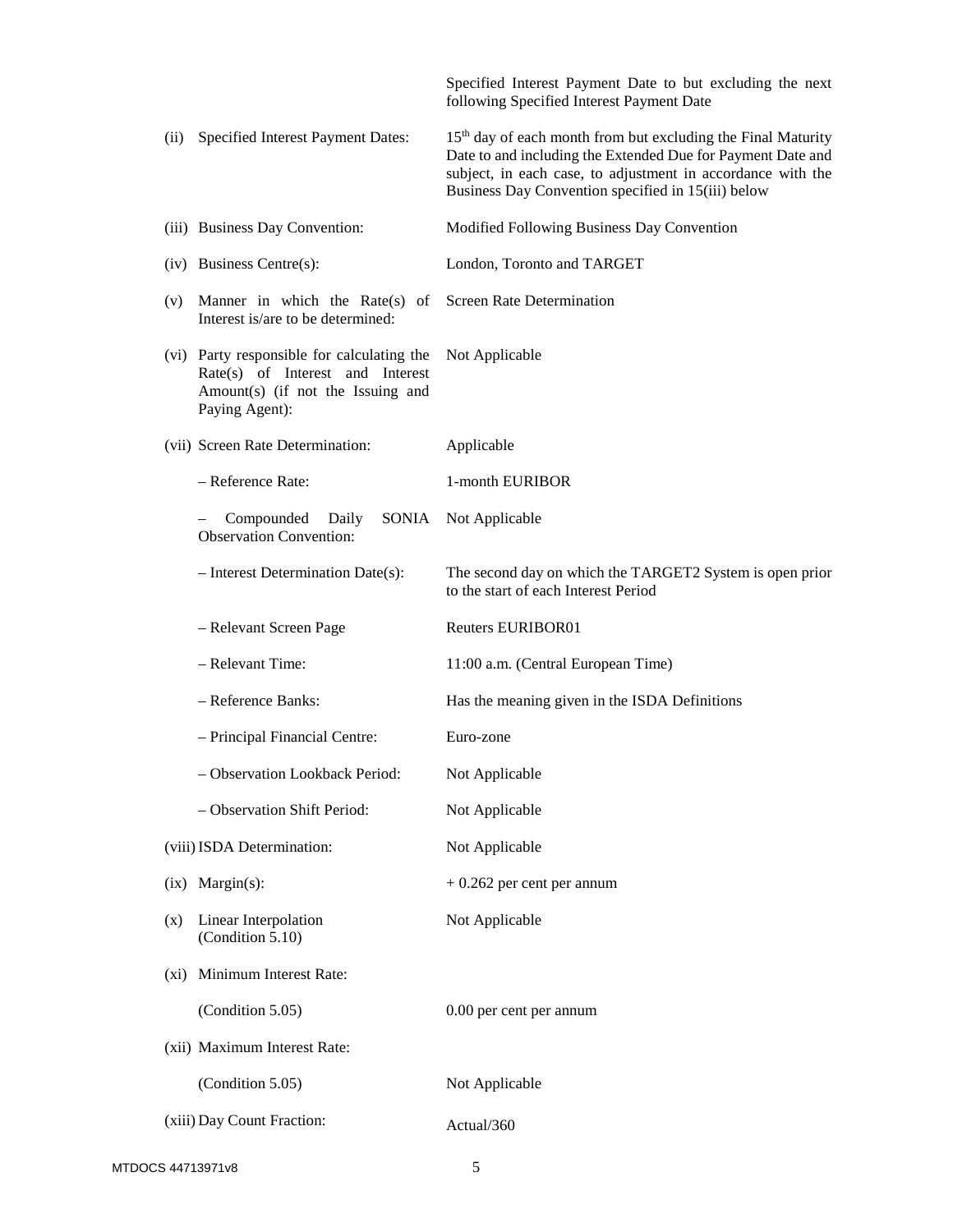| | |
|---|---|
| | Specified Interest Payment Date to but excluding the next following Specified Interest Payment Date |
| (ii) Specified Interest Payment Dates: | 15th day of each month from but excluding the Final Maturity Date to and including the Extended Due for Payment Date and subject, in each case, to adjustment in accordance with the Business Day Convention specified in 15(iii) below |
| (iii) Business Day Convention: | Modified Following Business Day Convention |
| (iv) Business Centre(s): | London, Toronto and TARGET |
| (v) Manner in which the Rate(s) of Interest is/are to be determined: | Screen Rate Determination |
| (vi) Party responsible for calculating the Rate(s) of Interest and Interest Amount(s) (if not the Issuing and Paying Agent): | Not Applicable |
| (vii) Screen Rate Determination: | Applicable |
| – Reference Rate: | 1-month EURIBOR |
| – Compounded Daily SONIA Observation Convention: | Not Applicable |
| – Interest Determination Date(s): | The second day on which the TARGET2 System is open prior to the start of each Interest Period |
| – Relevant Screen Page | Reuters EURIBOR01 |
| – Relevant Time: | 11:00 a.m. (Central European Time) |
| – Reference Banks: | Has the meaning given in the ISDA Definitions |
| – Principal Financial Centre: | Euro-zone |
| – Observation Lookback Period: | Not Applicable |
| – Observation Shift Period: | Not Applicable |
| (viii) ISDA Determination: | Not Applicable |
| (ix) Margin(s): | + 0.262 per cent per annum |
| (x) Linear Interpolation (Condition 5.10) | Not Applicable |
| (xi) Minimum Interest Rate: | |
| (Condition 5.05) | 0.00 per cent per annum |
| (xii) Maximum Interest Rate: | |
| (Condition 5.05) | Not Applicable |
| (xiii) Day Count Fraction: | Actual/360 |

MTDOCS 44713971v8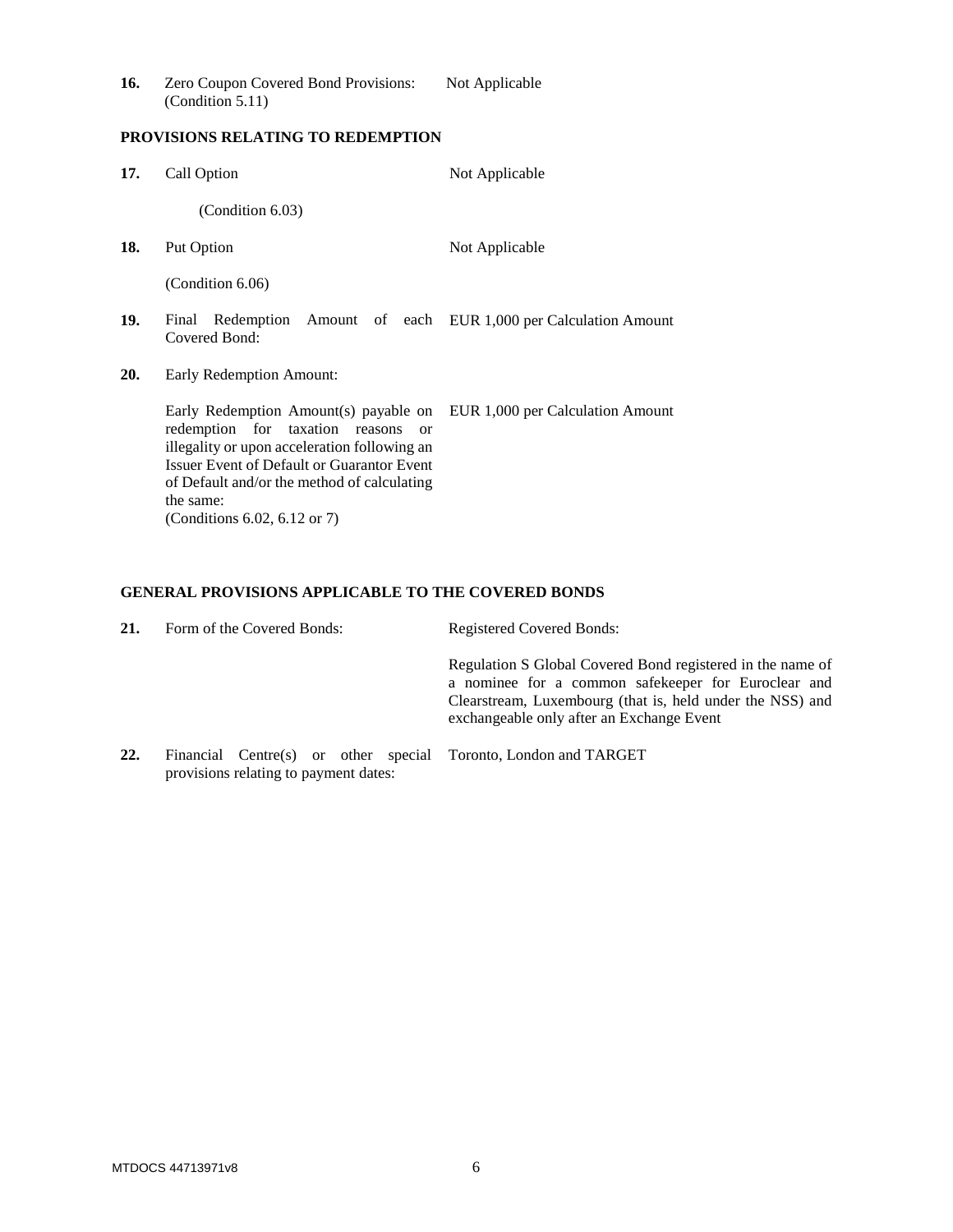| | | |
|---|---|---|
| **16.** | Zero Coupon Covered Bond Provisions: (Condition 5.11) | Not Applicable |

**PROVISIONS RELATING TO REDEMPTION**

| | | |
|---|---|---|
| **17.** | Call Option<br><br>(Condition 6.03) | Not Applicable |
| **18.** | Put Option<br><br>(Condition 6.06) | Not Applicable |
| **19.** | Final Redemption Amount of each Covered Bond: | EUR 1,000 per Calculation Amount |
| **20.** | Early Redemption Amount: | |
| | Early Redemption Amount(s) payable on redemption for taxation reasons or illegality or upon acceleration following an Issuer Event of Default or Guarantor Event of Default and/or the method of calculating the same:<br>(Conditions 6.02, 6.12 or 7) | EUR 1,000 per Calculation Amount |

**GENERAL PROVISIONS APPLICABLE TO THE COVERED BONDS**

| | | |
|---|---|---|
| **21.** | Form of the Covered Bonds: | Registered Covered Bonds:<br><br>Regulation S Global Covered Bond registered in the name of a nominee for a common safekeeper for Euroclear and Clearstream, Luxembourg (that is, held under the NSS) and exchangeable only after an Exchange Event |
| **22.** | Financial Centre(s) or other special provisions relating to payment dates: | Toronto, London and TARGET |

MTDOCS 44713971v8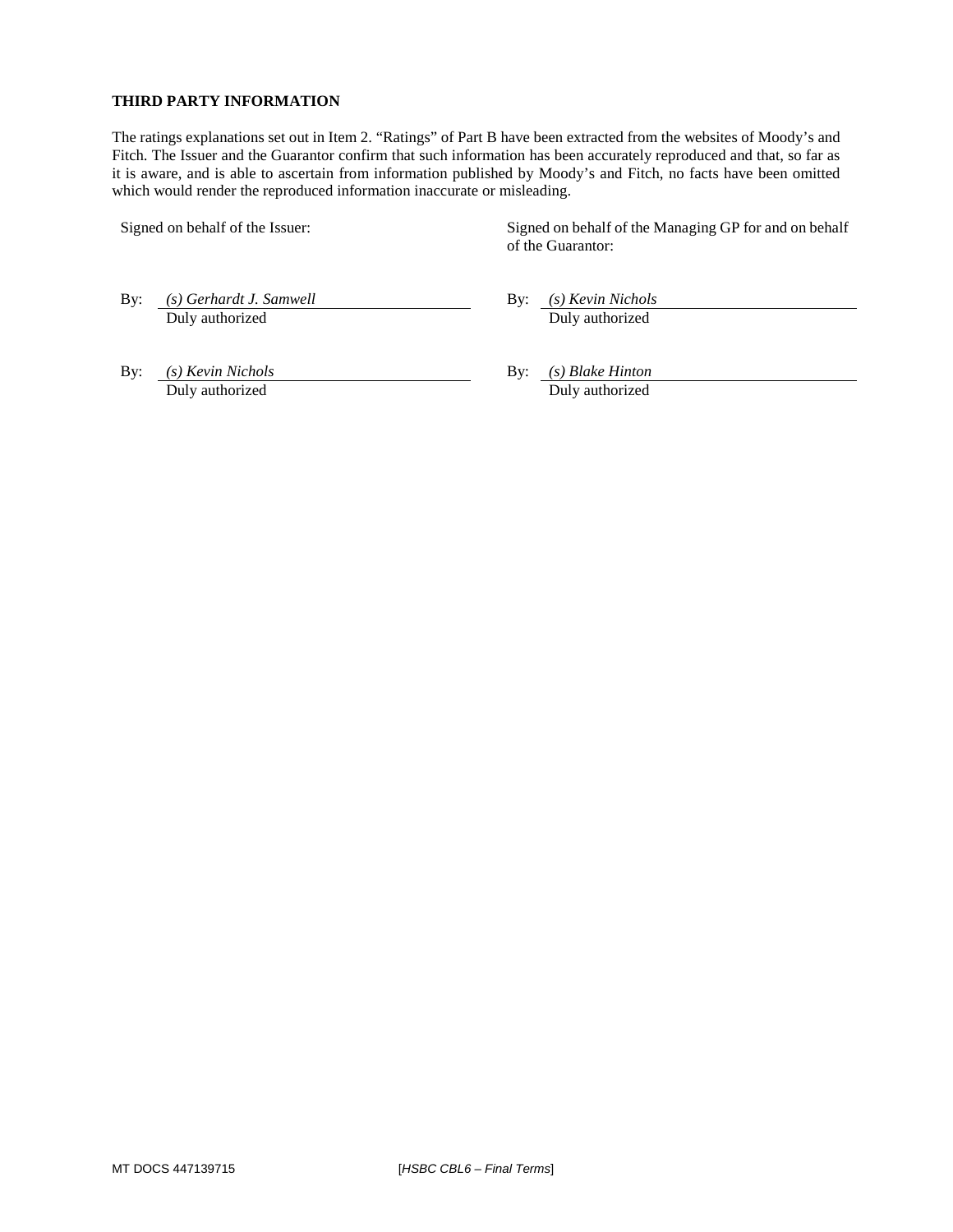**THIRD PARTY INFORMATION**

The ratings explanations set out in Item 2. "Ratings" of Part B have been extracted from the websites of Moody's and Fitch. The Issuer and the Guarantor confirm that such information has been accurately reproduced and that, so far as it is aware, and is able to ascertain from information published by Moody's and Fitch, no facts have been omitted which would render the reproduced information inaccurate or misleading.

Signed on behalf of the Issuer:

By: *(s) Gerhardt J. Samwell*
Duly authorized

By: *(s) Kevin Nichols*
Duly authorized

Signed on behalf of the Managing GP for and on behalf of the Guarantor:

By: *(s) Kevin Nichols*
Duly authorized

By: *(s) Blake Hinton*
Duly authorized

MT DOCS 447139715 [*HSBC CBL6 – Final Terms*]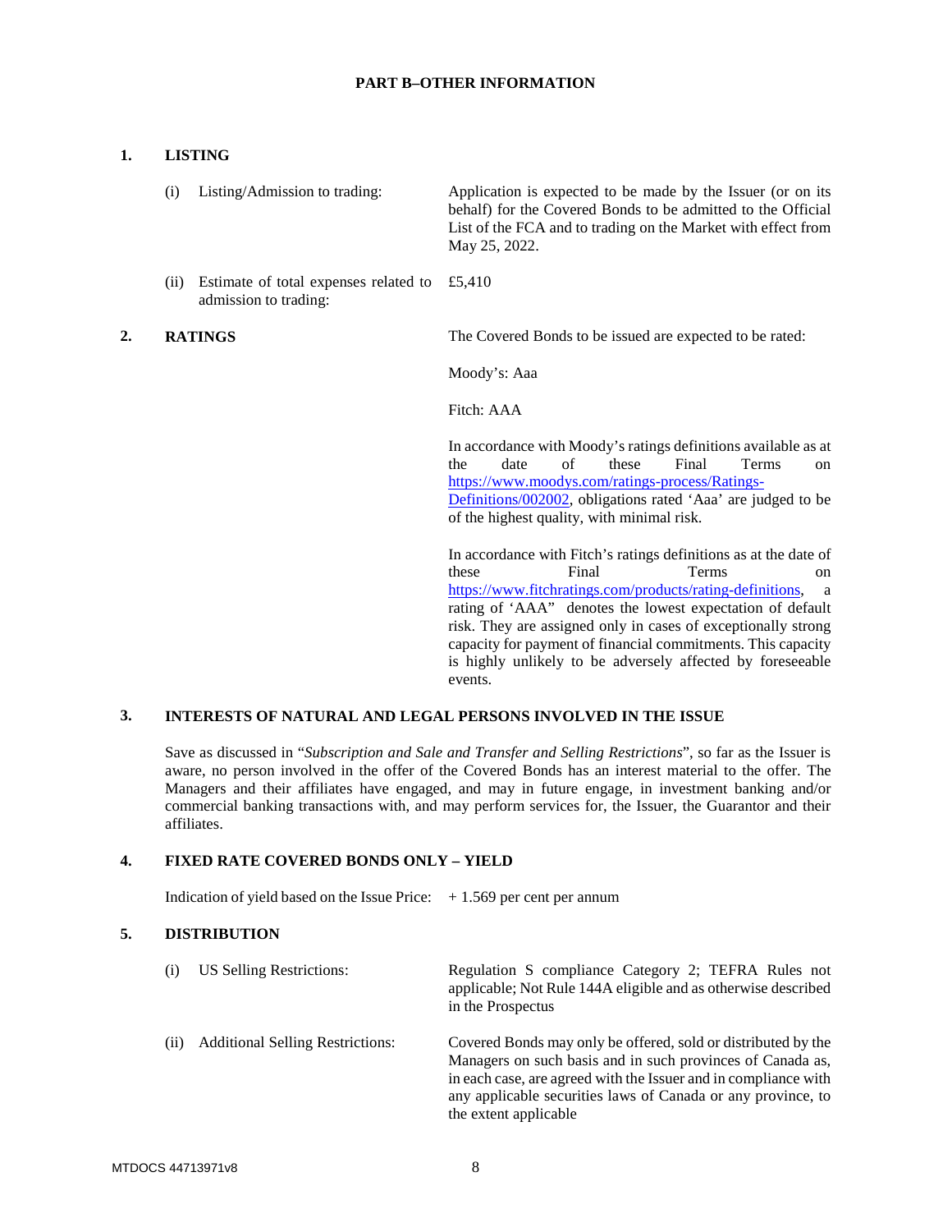## PART B–OTHER INFORMATION

**1. LISTING**

| | |
|---|---|
| (i) Listing/Admission to trading: | Application is expected to be made by the Issuer (or on its behalf) for the Covered Bonds to be admitted to the Official List of the FCA and to trading on the Market with effect from May 25, 2022. |
| (ii) Estimate of total expenses related to admission to trading: | £5,410 |

**2. RATINGS**

The Covered Bonds to be issued are expected to be rated:

Moody's: Aaa

Fitch: AAA

In accordance with Moody's ratings definitions available as at the date of these Final Terms on https://www.moodys.com/ratings-process/Ratings-Definitions/002002, obligations rated 'Aaa' are judged to be of the highest quality, with minimal risk.

In accordance with Fitch's ratings definitions as at the date of these Final Terms on https://www.fitchratings.com/products/rating-definitions, a rating of 'AAA" denotes the lowest expectation of default risk. They are assigned only in cases of exceptionally strong capacity for payment of financial commitments. This capacity is highly unlikely to be adversely affected by foreseeable events.

**3. INTERESTS OF NATURAL AND LEGAL PERSONS INVOLVED IN THE ISSUE**

Save as discussed in "*Subscription and Sale and Transfer and Selling Restrictions*", so far as the Issuer is aware, no person involved in the offer of the Covered Bonds has an interest material to the offer. The Managers and their affiliates have engaged, and may in future engage, in investment banking and/or commercial banking transactions with, and may perform services for, the Issuer, the Guarantor and their affiliates.

**4. FIXED RATE COVERED BONDS ONLY – YIELD**

Indication of yield based on the Issue Price: + 1.569 per cent per annum

**5. DISTRIBUTION**

| | |
|---|---|
| (i) US Selling Restrictions: | Regulation S compliance Category 2; TEFRA Rules not applicable; Not Rule 144A eligible and as otherwise described in the Prospectus |
| (ii) Additional Selling Restrictions: | Covered Bonds may only be offered, sold or distributed by the Managers on such basis and in such provinces of Canada as, in each case, are agreed with the Issuer and in compliance with any applicable securities laws of Canada or any province, to the extent applicable |

MTDOCS 44713971v8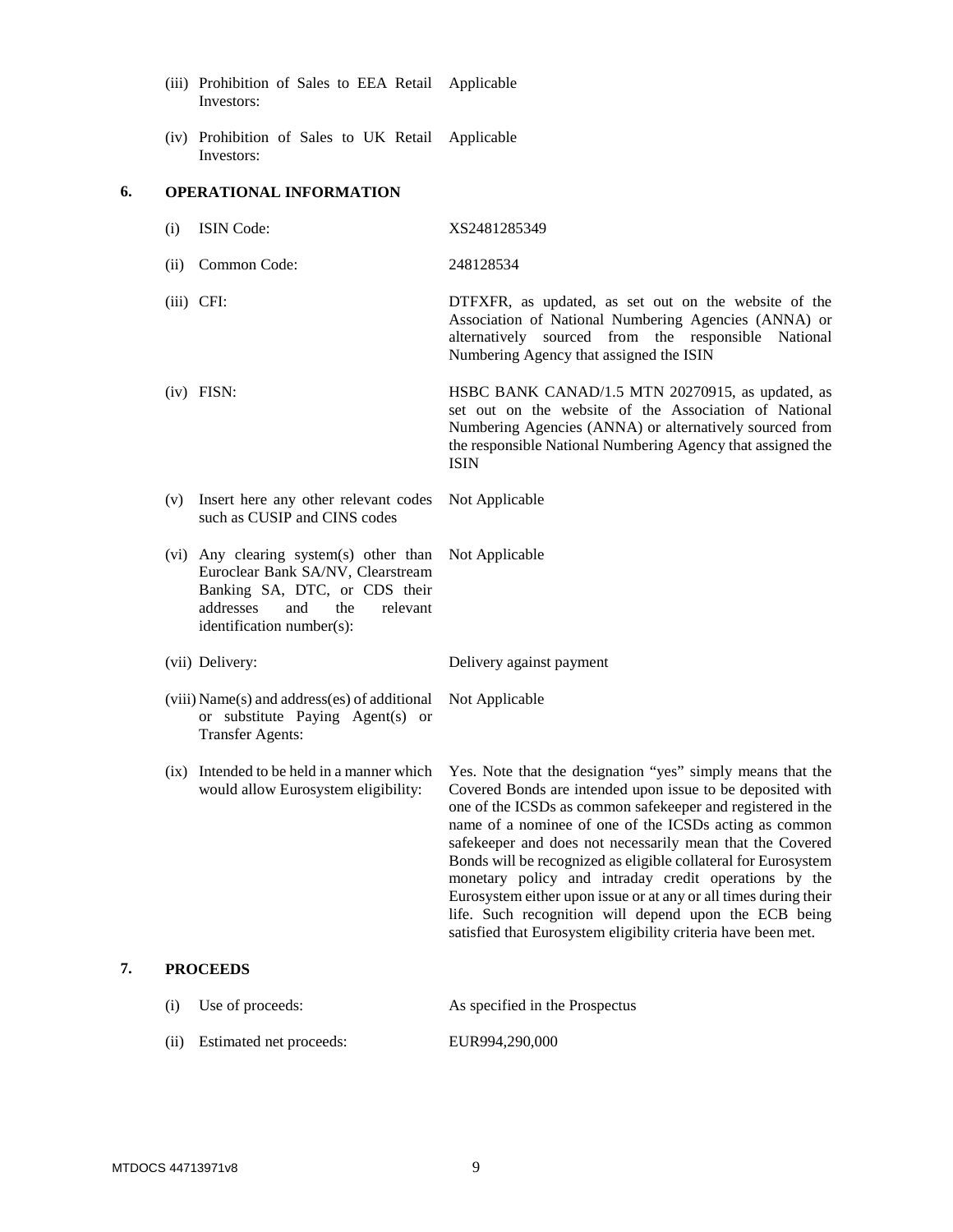| | | |
|---|---|---|
| (iii) | Prohibition of Sales to EEA Retail Investors: | Applicable |
| (iv) | Prohibition of Sales to UK Retail Investors: | Applicable |

## 6. OPERATIONAL INFORMATION

| | | |
|---|---|---|
| (i) | ISIN Code: | XS2481285349 |
| (ii) | Common Code: | 248128534 |
| (iii) | CFI: | DTFXFR, as updated, as set out on the website of the Association of National Numbering Agencies (ANNA) or alternatively sourced from the responsible National Numbering Agency that assigned the ISIN |
| (iv) | FISN: | HSBC BANK CANAD/1.5 MTN 20270915, as updated, as set out on the website of the Association of National Numbering Agencies (ANNA) or alternatively sourced from the responsible National Numbering Agency that assigned the ISIN |
| (v) | Insert here any other relevant codes such as CUSIP and CINS codes | Not Applicable |
| (vi) | Any clearing system(s) other than Euroclear Bank SA/NV, Clearstream Banking SA, DTC, or CDS their addresses and the relevant identification number(s): | Not Applicable |
| (vii) | Delivery: | Delivery against payment |
| (viii) | Name(s) and address(es) of additional or substitute Paying Agent(s) or Transfer Agents: | Not Applicable |
| (ix) | Intended to be held in a manner which would allow Eurosystem eligibility: | Yes. Note that the designation "yes" simply means that the Covered Bonds are intended upon issue to be deposited with one of the ICSDs as common safekeeper and registered in the name of a nominee of one of the ICSDs acting as common safekeeper and does not necessarily mean that the Covered Bonds will be recognized as eligible collateral for Eurosystem monetary policy and intraday credit operations by the Eurosystem either upon issue or at any or all times during their life. Such recognition will depend upon the ECB being satisfied that Eurosystem eligibility criteria have been met. |

## 7. PROCEEDS

| | | |
|---|---|---|
| (i) | Use of proceeds: | As specified in the Prospectus |
| (ii) | Estimated net proceeds: | EUR994,290,000 |

MTDOCS 44713971v8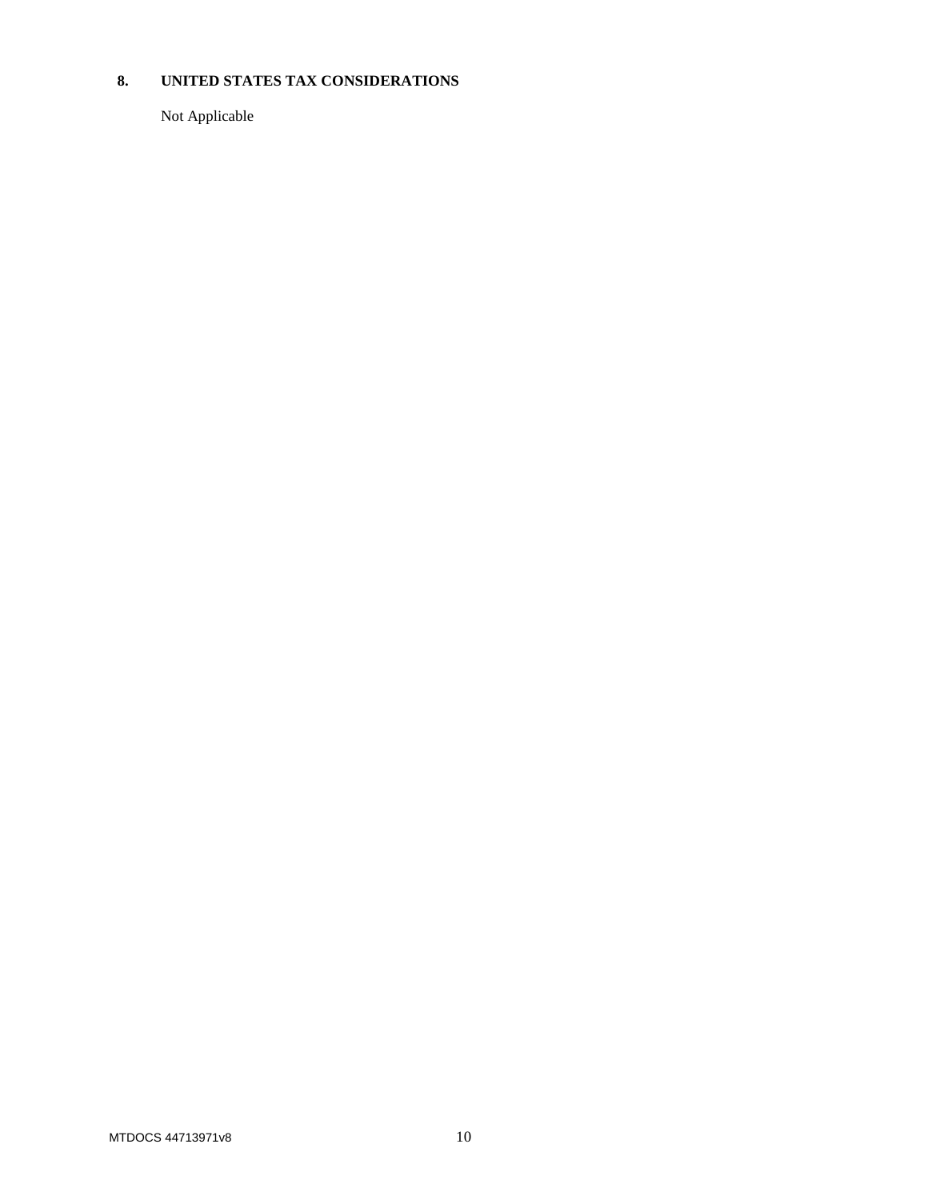## 8. UNITED STATES TAX CONSIDERATIONS

Not Applicable